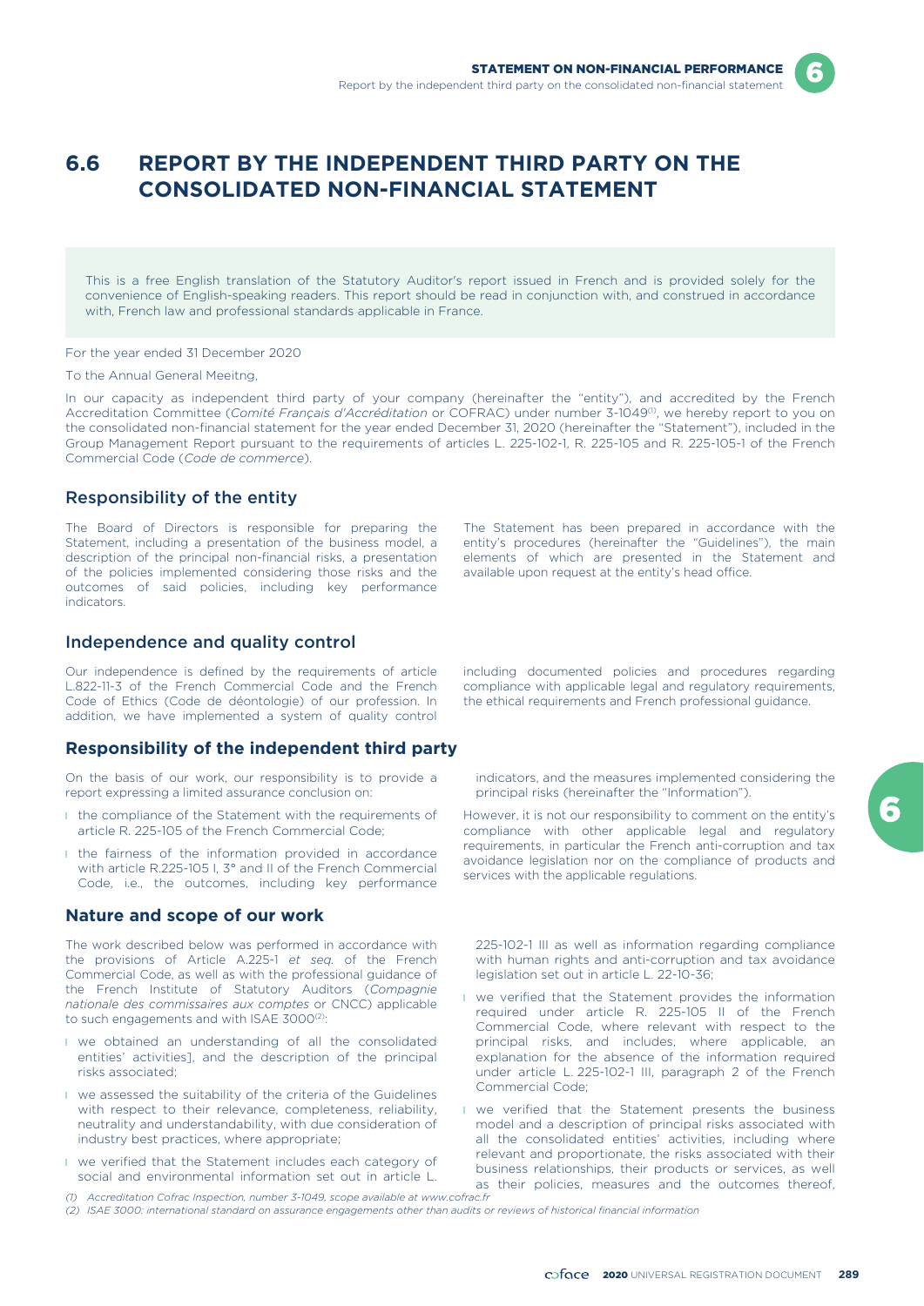# 6.6 REPORT BY THE INDEPENDENT THIRD PARTY ON THE CONSOLIDATED NON-FINANCIAL STATEMENT

This is a free English translation of the Statutory Auditor's report issued in French and is provided solely for the convenience of English-speaking readers. This report should be read in conjunction with, and construed in accordance with, French law and professional standards applicable in France.

For the year ended 31 December 2020

To the Annual General Meeitng,

In our capacity as independent third party of your company (hereinafter the "entity"), and accredited by the French Accreditation Committee (*Comité Français d'Accréditation* or COFRAC) under number 3-1049[1], we hereby report to you on the consolidated non-financial statement for the year ended December 31, 2020 (hereinafter the "Statement"), included in the Group Management Report pursuant to the requirements of articles L. 225-102-1, R. 225-105 and R. 225-105-1 of the French Commercial Code (*Code de commerce*).

## Responsibility of the entity

The Board of Directors is responsible for preparing the Statement, including a presentation of the business model, a description of the principal non-financial risks, a presentation of the policies implemented considering those risks and the outcomes of said policies, including key performance indicators.

The Statement has been prepared in accordance with the entity's procedures (hereinafter the "Guidelines"), the main elements of which are presented in the Statement and available upon request at the entity's head office.

## Independence and quality control

Our independence is defined by the requirements of article L.822-11-3 of the French Commercial Code and the French Code of Ethics (Code de déontologie) of our profession. In addition, we have implemented a system of quality control including documented policies and procedures regarding compliance with applicable legal and regulatory requirements, the ethical requirements and French professional guidance.

## Responsibility of the independent third party

On the basis of our work, our responsibility is to provide a report expressing a limited assurance conclusion on:

- the compliance of the Statement with the requirements of article R. 225-105 of the French Commercial Code;
- the fairness of the information provided in accordance with article R.225-105 I, 3° and II of the French Commercial Code, i.e., the outcomes, including key performance indicators, and the measures implemented considering the principal risks (hereinafter the "Information").

However, it is not our responsibility to comment on the entity's compliance with other applicable legal and regulatory requirements, in particular the French anti-corruption and tax avoidance legislation nor on the compliance of products and services with the applicable regulations.

## Nature and scope of our work

The work described below was performed in accordance with the provisions of Article A.225-1 *et seq.* of the French Commercial Code, as well as with the professional guidance of the French Institute of Statutory Auditors (*Compagnie nationale des commissaires aux comptes* or CNCC) applicable to such engagements and with ISAE 3000[2]:

- we obtained an understanding of all the consolidated entities' activities], and the description of the principal risks associated;
- we assessed the suitability of the criteria of the Guidelines with respect to their relevance, completeness, reliability, neutrality and understandability, with due consideration of industry best practices, where appropriate;
- we verified that the Statement includes each category of social and environmental information set out in article L. 225-102-1 III as well as information regarding compliance with human rights and anti-corruption and tax avoidance legislation set out in article L. 22-10-36;
- we verified that the Statement provides the information required under article R. 225-105 II of the French Commercial Code, where relevant with respect to the principal risks, and includes, where applicable, an explanation for the absence of the information required under article L. 225-102-1 III, paragraph 2 of the French Commercial Code;
- we verified that the Statement presents the business model and a description of principal risks associated with all the consolidated entities' activities, including where relevant and proportionate, the risks associated with their business relationships, their products or services, as well as their policies, measures and the outcomes thereof,

*(1) Accreditation Cofrac Inspection, number 3-1049, scope available at www.cofrac.fr*

*(2) ISAE 3000: international standard on assurance engagements other than audits or reviews of historical financial information*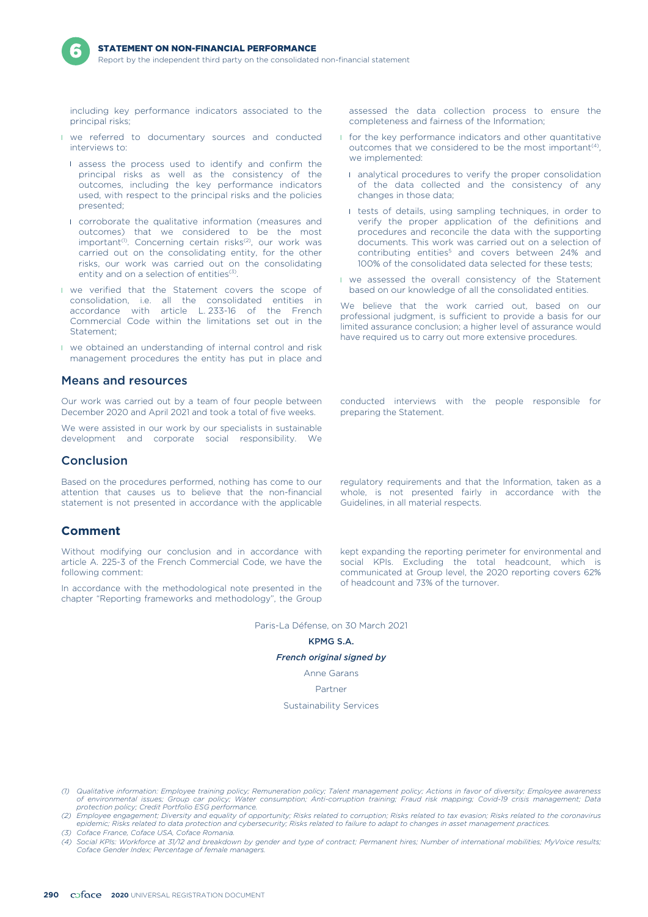including key performance indicators associated to the principal risks;

- we referred to documentary sources and conducted interviews to:
  - assess the process used to identify and confirm the principal risks as well as the consistency of the outcomes, including the key performance indicators used, with respect to the principal risks and the policies presented;
  - corroborate the qualitative information (measures and outcomes) that we considered to be the most important[1]. Concerning certain risks[2], our work was carried out on the consolidating entity, for the other risks, our work was carried out on the consolidating entity and on a selection of entities[3].
- we verified that the Statement covers the scope of consolidation, i.e. all the consolidated entities in accordance with article L. 233-16 of the French Commercial Code within the limitations set out in the Statement;
- we obtained an understanding of internal control and risk management procedures the entity has put in place and assessed the data collection process to ensure the completeness and fairness of the Information;
- for the key performance indicators and other quantitative outcomes that we considered to be the most important[4], we implemented:
  - analytical procedures to verify the proper consolidation of the data collected and the consistency of any changes in those data;
  - tests of details, using sampling techniques, in order to verify the proper application of the definitions and procedures and reconcile the data with the supporting documents. This work was carried out on a selection of contributing entities[5] and covers between 24% and 100% of the consolidated data selected for these tests;
- we assessed the overall consistency of the Statement based on our knowledge of all the consolidated entities.

We believe that the work carried out, based on our professional judgment, is sufficient to provide a basis for our limited assurance conclusion; a higher level of assurance would have required us to carry out more extensive procedures.

## Means and resources

Our work was carried out by a team of four people between December 2020 and April 2021 and took a total of five weeks.

We were assisted in our work by our specialists in sustainable development and corporate social responsibility. We conducted interviews with the people responsible for preparing the Statement.

## Conclusion

Based on the procedures performed, nothing has come to our attention that causes us to believe that the non-financial statement is not presented in accordance with the applicable regulatory requirements and that the Information, taken as a whole, is not presented fairly in accordance with the Guidelines, in all material respects.

## Comment

Without modifying our conclusion and in accordance with article A. 225-3 of the French Commercial Code, we have the following comment:

In accordance with the methodological note presented in the chapter "Reporting frameworks and methodology", the Group kept expanding the reporting perimeter for environmental and social KPIs. Excluding the total headcount, which is communicated at Group level, the 2020 reporting covers 62% of headcount and 73% of the turnover.

Paris-La Défense, on 30 March 2021

KPMG S.A.

*French original signed by*

Anne Garans

Partner

Sustainability Services

*(1) Qualitative information: Employee training policy; Remuneration policy; Talent management policy; Actions in favor of diversity; Employee awareness of environmental issues; Group car policy; Water consumption; Anti-corruption training; Fraud risk mapping; Covid-19 crisis management; Data protection policy; Credit Portfolio ESG performance.*

*(2) Employee engagement; Diversity and equality of opportunity; Risks related to corruption; Risks related to tax evasion; Risks related to the coronavirus epidemic; Risks related to data protection and cybersecurity; Risks related to failure to adapt to changes in asset management practices.*

*(3) Coface France, Coface USA, Coface Romania.*

*(4) Social KPIs: Workforce at 31/12 and breakdown by gender and type of contract; Permanent hires; Number of international mobilities; MyVoice results; Coface Gender Index; Percentage of female managers.*